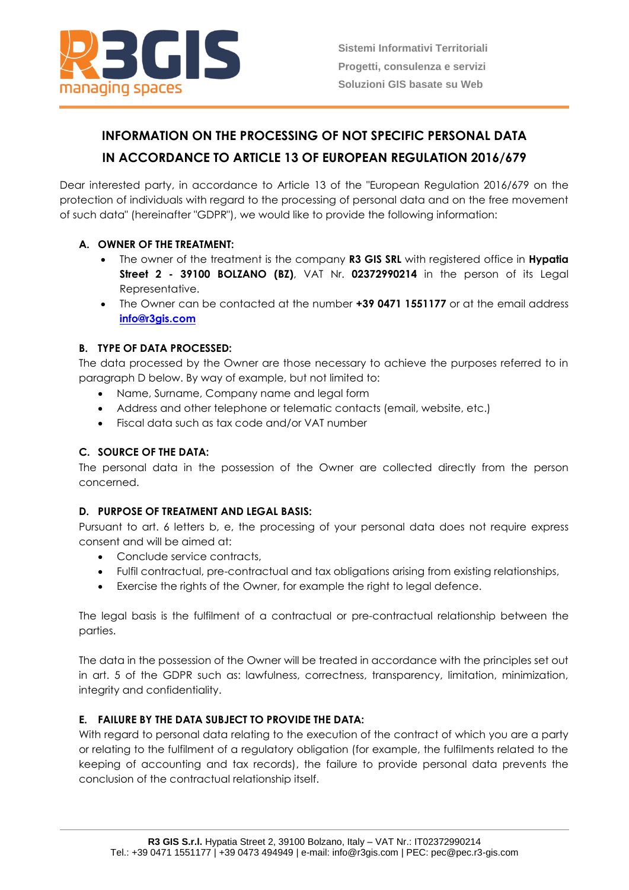# INFORMATION ON THE PROCESSING OF NOT SPECIFIC PERSONAL DATA IN ACCORDANCE TO ARTICLE 13 OF EUROPEAN REGULATION 2016/679

Dear interested party, in accordance to Article 13 of the "European Regulation 2016/679 on the protection of individuals with regard to the processing of personal data and on the free movement of such data" (hereinafter "GDPR"), we would like to provide the following information:

## A. OWNER OF THE TREATMENT:

- The owner of the treatment is the company **R3 GIS SRL** with registered office in **Hypatia Street 2 - 39100 BOLZANO (BZ)**, VAT Nr. **02372990214** in the person of its Legal Representative.
- The Owner can be contacted at the number **+39 0471 1551177** or at the email address **info@r3gis.com**

## B. TYPE OF DATA PROCESSED:

The data processed by the Owner are those necessary to achieve the purposes referred to in paragraph D below. By way of example, but not limited to:

- Name, Surname, Company name and legal form
- Address and other telephone or telematic contacts (email, website, etc.)
- Fiscal data such as tax code and/or VAT number

## C. SOURCE OF THE DATA:

The personal data in the possession of the Owner are collected directly from the person concerned.

## D. PURPOSE OF TREATMENT AND LEGAL BASIS:

Pursuant to art. 6 letters b, e, the processing of your personal data does not require express consent and will be aimed at:

- Conclude service contracts,
- Fulfil contractual, pre-contractual and tax obligations arising from existing relationships,
- Exercise the rights of the Owner, for example the right to legal defence.

The legal basis is the fulfilment of a contractual or pre-contractual relationship between the parties.

The data in the possession of the Owner will be treated in accordance with the principles set out in art. 5 of the GDPR such as: lawfulness, correctness, transparency, limitation, minimization, integrity and confidentiality.

## E. FAILURE BY THE DATA SUBJECT TO PROVIDE THE DATA:

With regard to personal data relating to the execution of the contract of which you are a party or relating to the fulfilment of a regulatory obligation (for example, the fulfilments related to the keeping of accounting and tax records), the failure to provide personal data prevents the conclusion of the contractual relationship itself.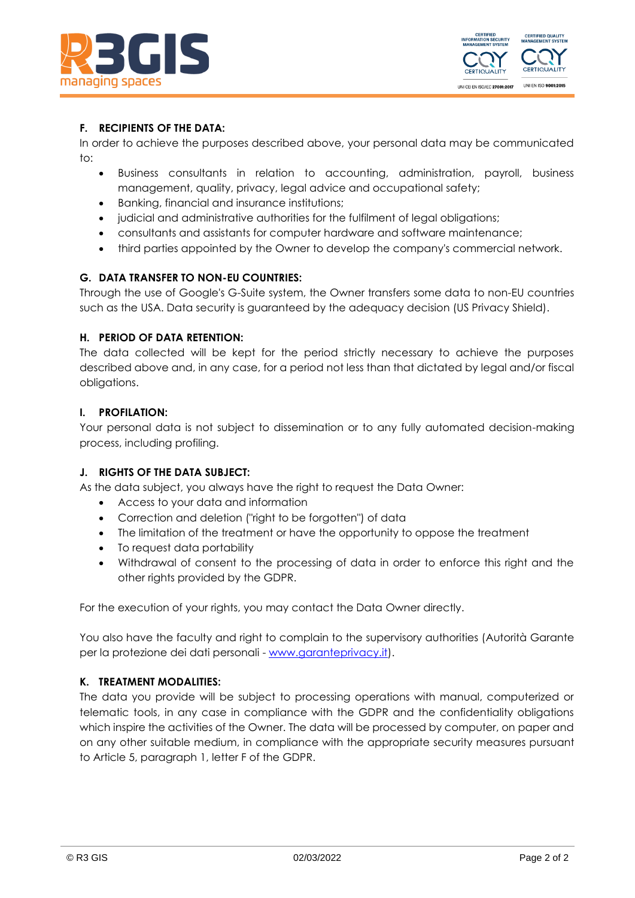### F. RECIPIENTS OF THE DATA:

In order to achieve the purposes described above, your personal data may be communicated to:

- Business consultants in relation to accounting, administration, payroll, business management, quality, privacy, legal advice and occupational safety;
- Banking, financial and insurance institutions;
- judicial and administrative authorities for the fulfilment of legal obligations;
- consultants and assistants for computer hardware and software maintenance;
- third parties appointed by the Owner to develop the company's commercial network.

### G. DATA TRANSFER TO NON-EU COUNTRIES:

Through the use of Google's G-Suite system, the Owner transfers some data to non-EU countries such as the USA. Data security is guaranteed by the adequacy decision (US Privacy Shield).

### H. PERIOD OF DATA RETENTION:

The data collected will be kept for the period strictly necessary to achieve the purposes described above and, in any case, for a period not less than that dictated by legal and/or fiscal obligations.

### I. PROFILATION:

Your personal data is not subject to dissemination or to any fully automated decision-making process, including profiling.

### J. RIGHTS OF THE DATA SUBJECT:

As the data subject, you always have the right to request the Data Owner:

- Access to your data and information
- Correction and deletion ("right to be forgotten") of data
- The limitation of the treatment or have the opportunity to oppose the treatment
- To request data portability
- Withdrawal of consent to the processing of data in order to enforce this right and the other rights provided by the GDPR.

For the execution of your rights, you may contact the Data Owner directly.

You also have the faculty and right to complain to the supervisory authorities (Autorità Garante per la protezione dei dati personali - [www.garanteprivacy.it](http://www.garanteprivacy.it)).

### K. TREATMENT MODALITIES:

The data you provide will be subject to processing operations with manual, computerized or telematic tools, in any case in compliance with the GDPR and the confidentiality obligations which inspire the activities of the Owner. The data will be processed by computer, on paper and on any other suitable medium, in compliance with the appropriate security measures pursuant to Article 5, paragraph 1, letter F of the GDPR.